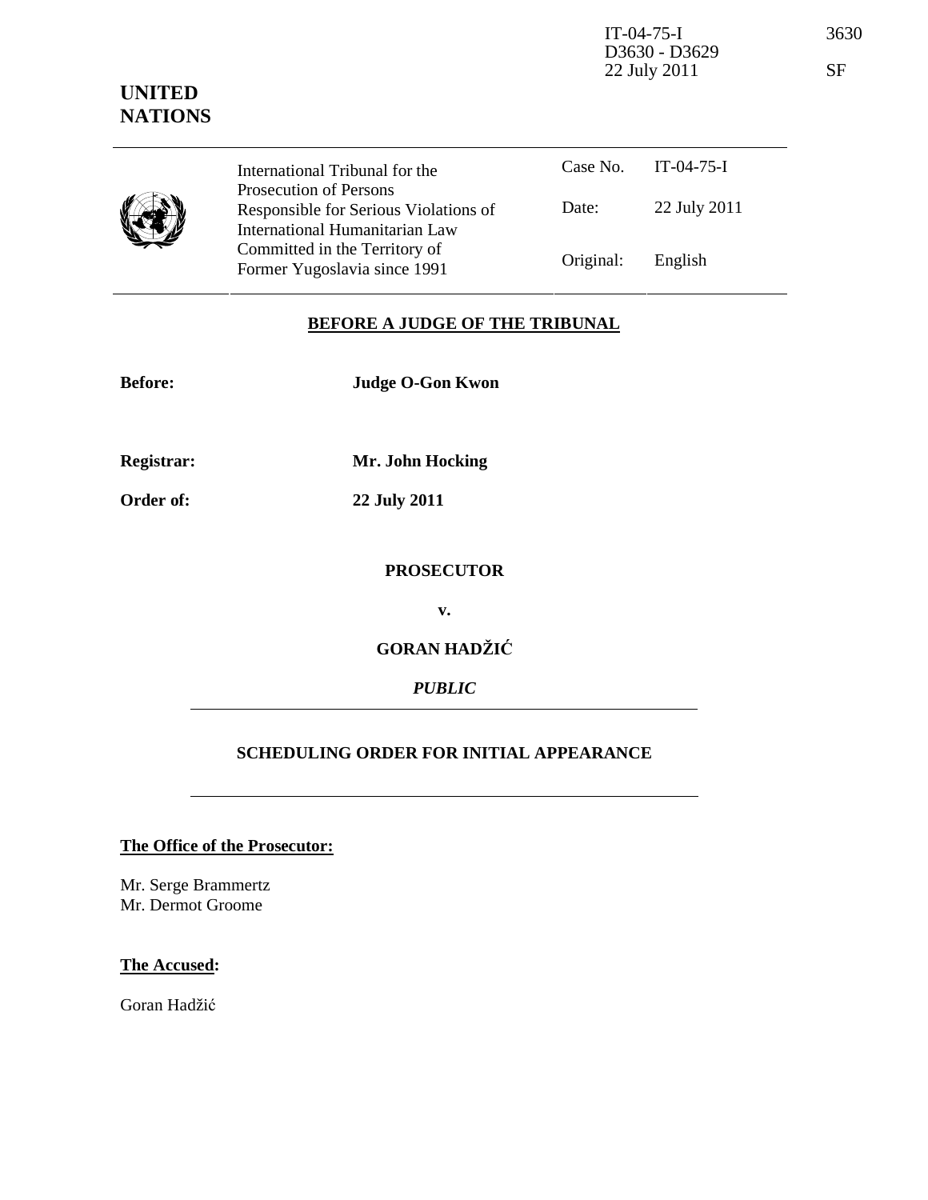IT-04-75-I
D3630 - D3629
22 July 2011

3630

SF

**UNITED NATIONS**

| | International Tribunal for the Prosecution of Persons Responsible for Serious Violations of International Humanitarian Law Committed in the Territory of Former Yugoslavia since 1991 | Case No. | IT-04-75-I |
|---|---|---|---|
| | | Date: | 22 July 2011 |
| | | Original: | English |

**BEFORE A JUDGE OF THE TRIBUNAL**

**Before:** **Judge O-Gon Kwon**

**Registrar:** **Mr. John Hocking**

**Order of:** **22 July 2011**

**PROSECUTOR**

**v.**

**GORAN HADŽIĆ**

*PUBLIC*

**SCHEDULING ORDER FOR INITIAL APPEARANCE**

**The Office of the Prosecutor:**

Mr. Serge Brammertz
Mr. Dermot Groome

**The Accused:**

Goran Hadžić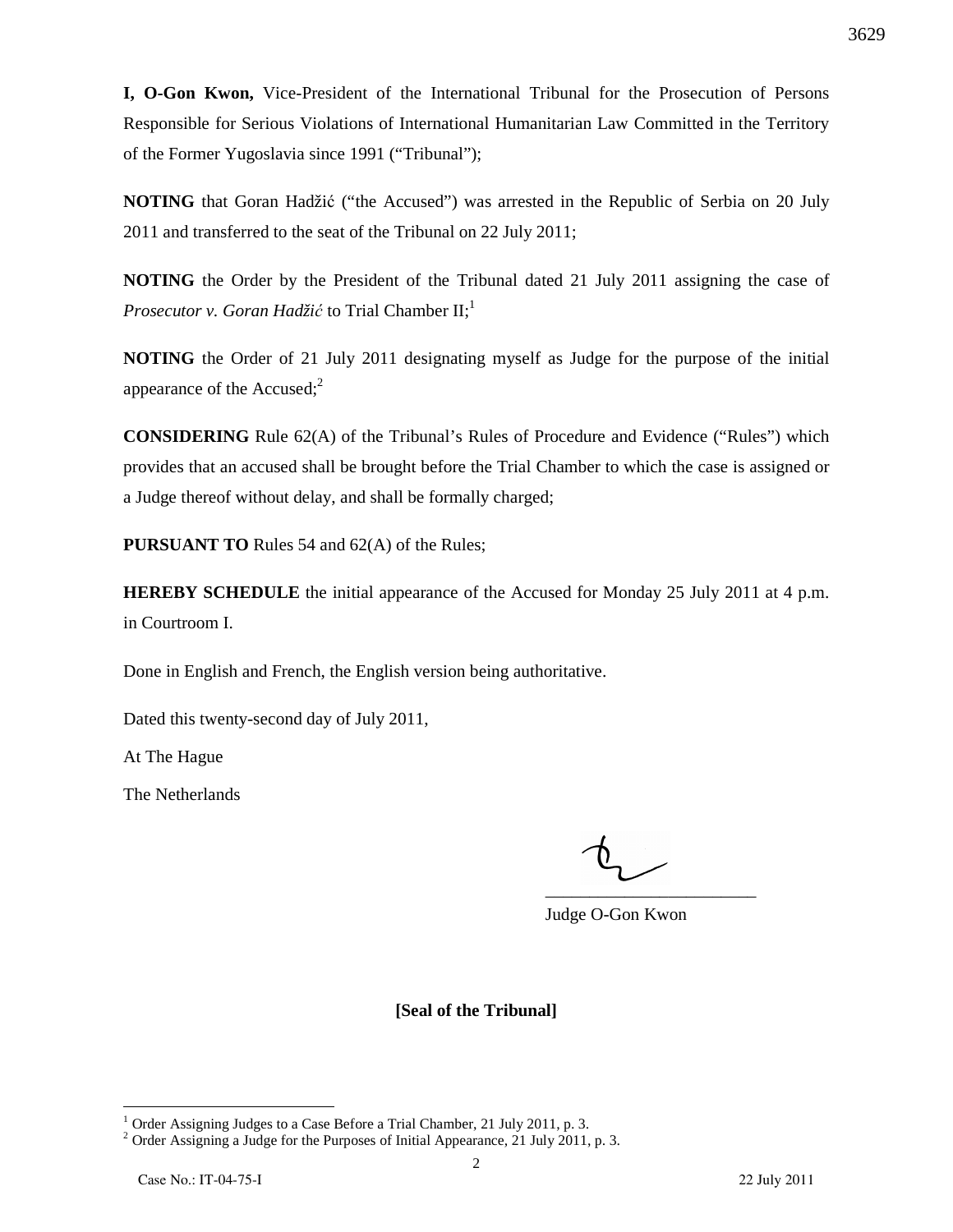**I, O-Gon Kwon,** Vice-President of the International Tribunal for the Prosecution of Persons Responsible for Serious Violations of International Humanitarian Law Committed in the Territory of the Former Yugoslavia since 1991 ("Tribunal");

**NOTING** that Goran Hadžić ("the Accused") was arrested in the Republic of Serbia on 20 July 2011 and transferred to the seat of the Tribunal on 22 July 2011;

**NOTING** the Order by the President of the Tribunal dated 21 July 2011 assigning the case of *Prosecutor v. Goran Hadžić* to Trial Chamber II;[1]

**NOTING** the Order of 21 July 2011 designating myself as Judge for the purpose of the initial appearance of the Accused;[2]

**CONSIDERING** Rule 62(A) of the Tribunal's Rules of Procedure and Evidence ("Rules") which provides that an accused shall be brought before the Trial Chamber to which the case is assigned or a Judge thereof without delay, and shall be formally charged;

**PURSUANT TO** Rules 54 and 62(A) of the Rules;

**HEREBY SCHEDULE** the initial appearance of the Accused for Monday 25 July 2011 at 4 p.m. in Courtroom I.

Done in English and French, the English version being authoritative.

Dated this twenty-second day of July 2011,

At The Hague

The Netherlands

\_\_\_\_\_\_\_\_\_\_\_\_\_\_\_\_\_\_\_\_\_\_\_\_

Judge O-Gon Kwon

**[Seal of the Tribunal]**

---

[1] Order Assigning Judges to a Case Before a Trial Chamber, 21 July 2011, p. 3.

[2] Order Assigning a Judge for the Purposes of Initial Appearance, 21 July 2011, p. 3.